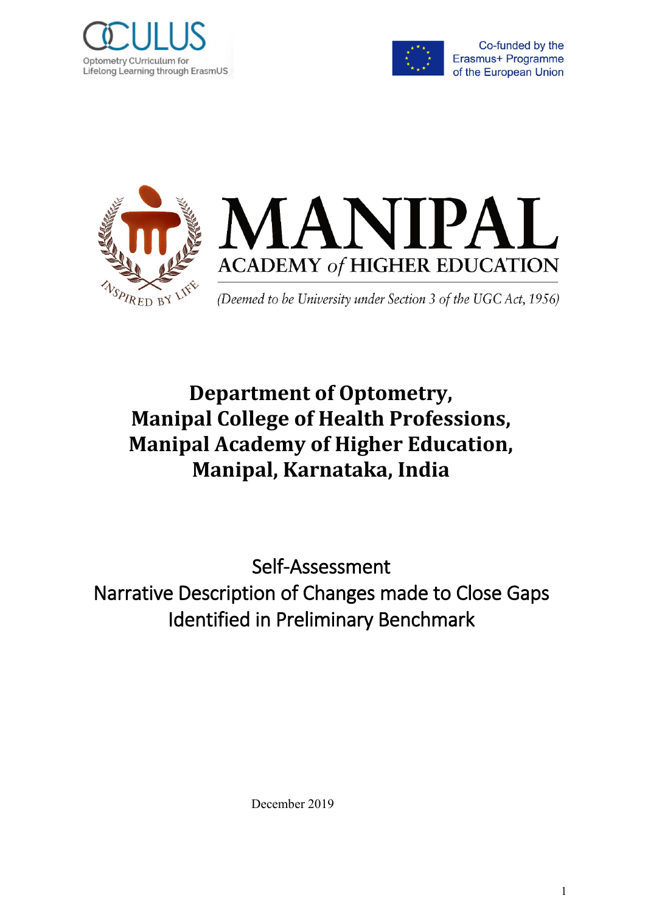OCULUS

Optometry CUrriculum for Lifelong Learning through ErasmUS

Co-funded by the Erasmus+ Programme of the European Union

MANIPAL

ACADEMY *of* HIGHER EDUCATION

INSPIRED BY LIFE

*(Deemed to be University under Section 3 of the UGC Act, 1956)*

# Department of Optometry, Manipal College of Health Professions, Manipal Academy of Higher Education, Manipal, Karnataka, India

## Self-Assessment
## Narrative Description of Changes made to Close Gaps Identified in Preliminary Benchmark

December 2019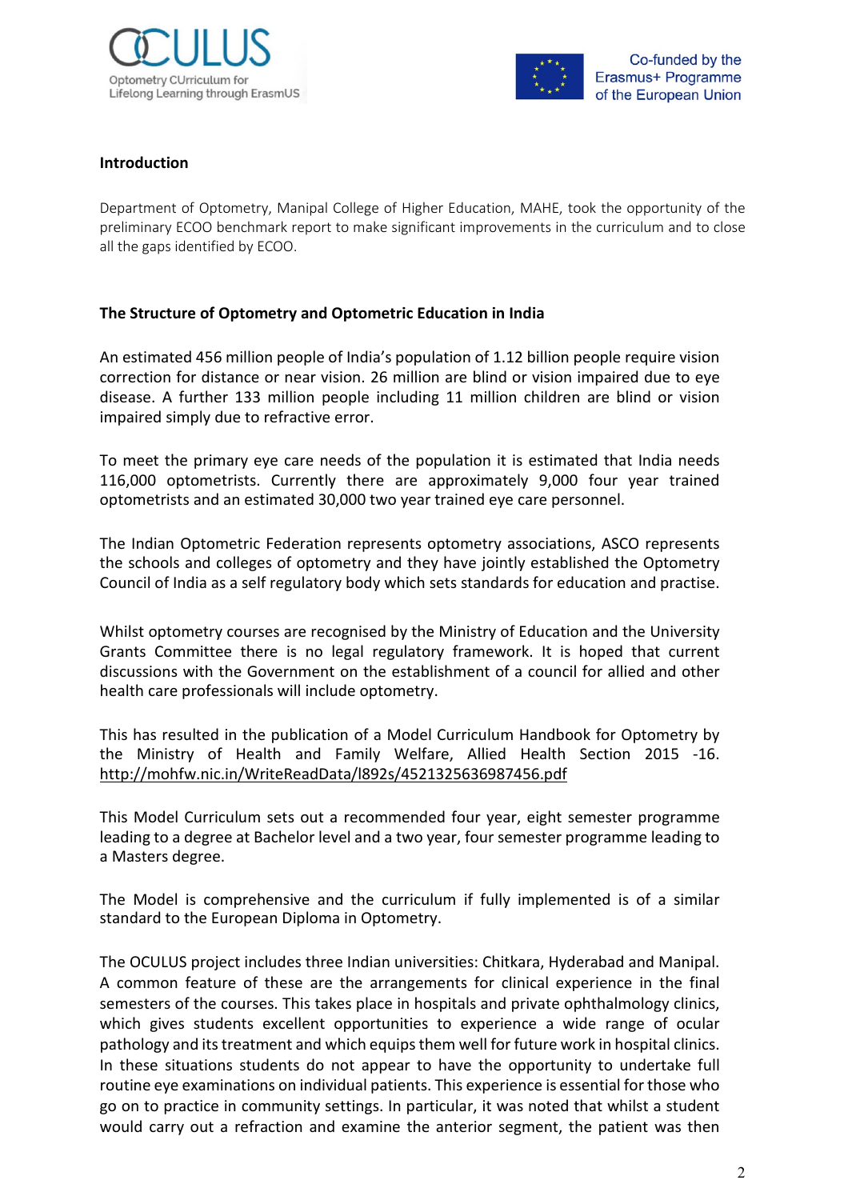## Introduction

Department of Optometry, Manipal College of Higher Education, MAHE, took the opportunity of the preliminary ECOO benchmark report to make significant improvements in the curriculum and to close all the gaps identified by ECOO.

## The Structure of Optometry and Optometric Education in India

An estimated 456 million people of India's population of 1.12 billion people require vision correction for distance or near vision. 26 million are blind or vision impaired due to eye disease. A further 133 million people including 11 million children are blind or vision impaired simply due to refractive error.

To meet the primary eye care needs of the population it is estimated that India needs 116,000 optometrists. Currently there are approximately 9,000 four year trained optometrists and an estimated 30,000 two year trained eye care personnel.

The Indian Optometric Federation represents optometry associations, ASCO represents the schools and colleges of optometry and they have jointly established the Optometry Council of India as a self regulatory body which sets standards for education and practise.

Whilst optometry courses are recognised by the Ministry of Education and the University Grants Committee there is no legal regulatory framework. It is hoped that current discussions with the Government on the establishment of a council for allied and other health care professionals will include optometry.

This has resulted in the publication of a Model Curriculum Handbook for Optometry by the Ministry of Health and Family Welfare, Allied Health Section 2015 -16. http://mohfw.nic.in/WriteReadData/l892s/4521325636987456.pdf

This Model Curriculum sets out a recommended four year, eight semester programme leading to a degree at Bachelor level and a two year, four semester programme leading to a Masters degree.

The Model is comprehensive and the curriculum if fully implemented is of a similar standard to the European Diploma in Optometry.

The OCULUS project includes three Indian universities: Chitkara, Hyderabad and Manipal. A common feature of these are the arrangements for clinical experience in the final semesters of the courses. This takes place in hospitals and private ophthalmology clinics, which gives students excellent opportunities to experience a wide range of ocular pathology and its treatment and which equips them well for future work in hospital clinics. In these situations students do not appear to have the opportunity to undertake full routine eye examinations on individual patients. This experience is essential for those who go on to practice in community settings. In particular, it was noted that whilst a student would carry out a refraction and examine the anterior segment, the patient was then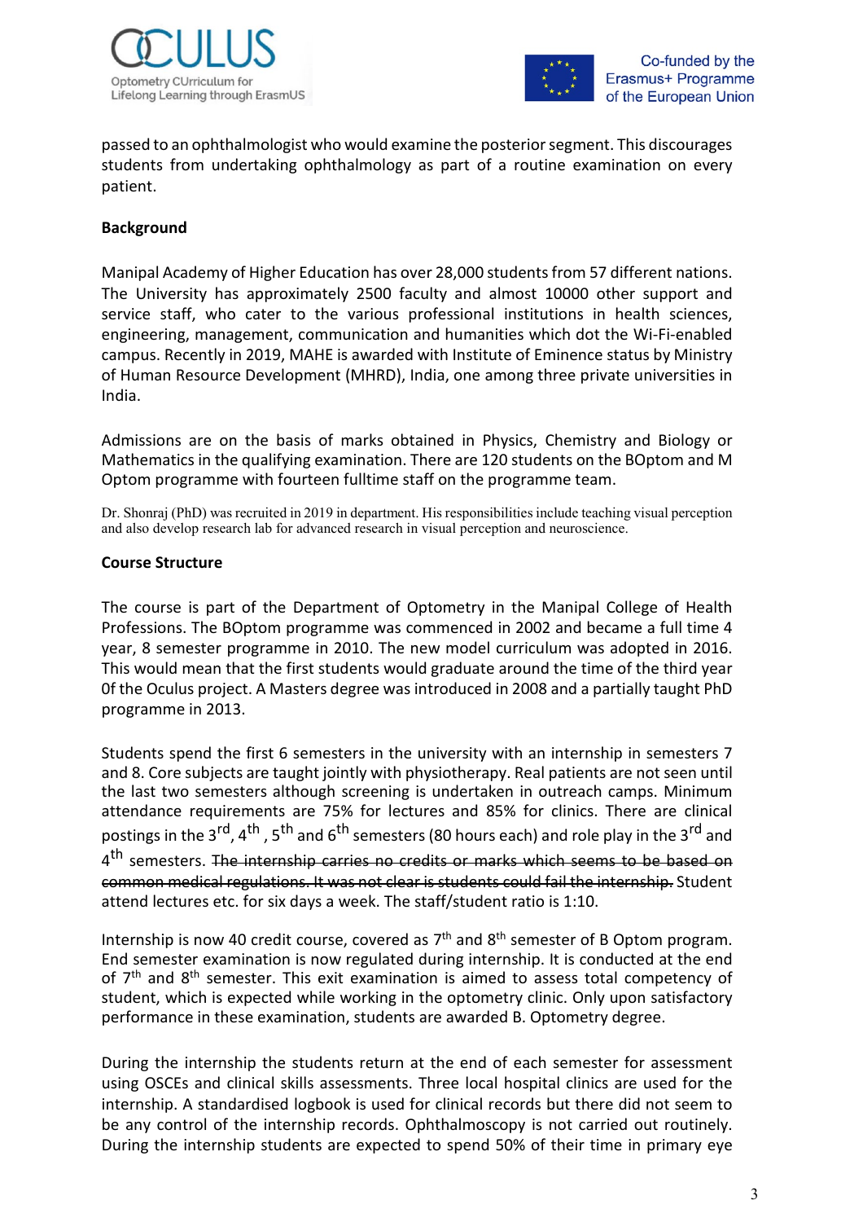passed to an ophthalmologist who would examine the posterior segment. This discourages students from undertaking ophthalmology as part of a routine examination on every patient.

**Background**

Manipal Academy of Higher Education has over 28,000 students from 57 different nations. The University has approximately 2500 faculty and almost 10000 other support and service staff, who cater to the various professional institutions in health sciences, engineering, management, communication and humanities which dot the Wi-Fi-enabled campus. Recently in 2019, MAHE is awarded with Institute of Eminence status by Ministry of Human Resource Development (MHRD), India, one among three private universities in India.

Admissions are on the basis of marks obtained in Physics, Chemistry and Biology or Mathematics in the qualifying examination. There are 120 students on the BOptom and M Optom programme with fourteen fulltime staff on the programme team.

Dr. Shonraj (PhD) was recruited in 2019 in department. His responsibilities include teaching visual perception and also develop research lab for advanced research in visual perception and neuroscience.

**Course Structure**

The course is part of the Department of Optometry in the Manipal College of Health Professions. The BOptom programme was commenced in 2002 and became a full time 4 year, 8 semester programme in 2010. The new model curriculum was adopted in 2016. This would mean that the first students would graduate around the time of the third year 0f the Oculus project. A Masters degree was introduced in 2008 and a partially taught PhD programme in 2013.

Students spend the first 6 semesters in the university with an internship in semesters 7 and 8. Core subjects are taught jointly with physiotherapy. Real patients are not seen until the last two semesters although screening is undertaken in outreach camps. Minimum attendance requirements are 75% for lectures and 85% for clinics. There are clinical postings in the 3rd, 4th, 5th and 6th semesters (80 hours each) and role play in the 3rd and 4th semesters. ~~The internship carries no credits or marks which seems to be based on common medical regulations. It was not clear is students could fail the internship.~~ Student attend lectures etc. for six days a week. The staff/student ratio is 1:10.

Internship is now 40 credit course, covered as 7th and 8th semester of B Optom program. End semester examination is now regulated during internship. It is conducted at the end of 7th and 8th semester. This exit examination is aimed to assess total competency of student, which is expected while working in the optometry clinic. Only upon satisfactory performance in these examination, students are awarded B. Optometry degree.

During the internship the students return at the end of each semester for assessment using OSCEs and clinical skills assessments. Three local hospital clinics are used for the internship. A standardised logbook is used for clinical records but there did not seem to be any control of the internship records. Ophthalmoscopy is not carried out routinely. During the internship students are expected to spend 50% of their time in primary eye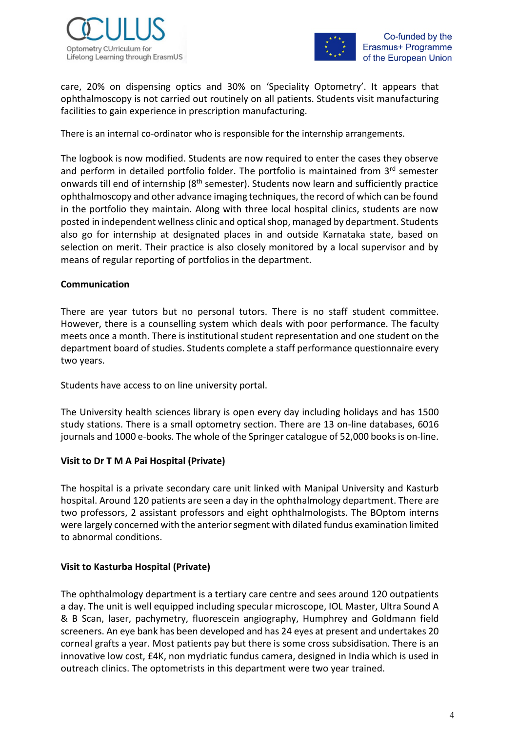care, 20% on dispensing optics and 30% on 'Speciality Optometry'. It appears that ophthalmoscopy is not carried out routinely on all patients. Students visit manufacturing facilities to gain experience in prescription manufacturing.

There is an internal co-ordinator who is responsible for the internship arrangements.

The logbook is now modified. Students are now required to enter the cases they observe and perform in detailed portfolio folder. The portfolio is maintained from 3rd semester onwards till end of internship (8th semester). Students now learn and sufficiently practice ophthalmoscopy and other advance imaging techniques, the record of which can be found in the portfolio they maintain. Along with three local hospital clinics, students are now posted in independent wellness clinic and optical shop, managed by department. Students also go for internship at designated places in and outside Karnataka state, based on selection on merit. Their practice is also closely monitored by a local supervisor and by means of regular reporting of portfolios in the department.

**Communication**

There are year tutors but no personal tutors. There is no staff student committee. However, there is a counselling system which deals with poor performance. The faculty meets once a month. There is institutional student representation and one student on the department board of studies. Students complete a staff performance questionnaire every two years.

Students have access to on line university portal.

The University health sciences library is open every day including holidays and has 1500 study stations. There is a small optometry section. There are 13 on-line databases, 6016 journals and 1000 e-books. The whole of the Springer catalogue of 52,000 books is on-line.

**Visit to Dr T M A Pai Hospital (Private)**

The hospital is a private secondary care unit linked with Manipal University and Kasturb hospital. Around 120 patients are seen a day in the ophthalmology department. There are two professors, 2 assistant professors and eight ophthalmologists. The BOptom interns were largely concerned with the anterior segment with dilated fundus examination limited to abnormal conditions.

**Visit to Kasturba Hospital (Private)**

The ophthalmology department is a tertiary care centre and sees around 120 outpatients a day. The unit is well equipped including specular microscope, IOL Master, Ultra Sound A & B Scan, laser, pachymetry, fluorescein angiography, Humphrey and Goldmann field screeners. An eye bank has been developed and has 24 eyes at present and undertakes 20 corneal grafts a year. Most patients pay but there is some cross subsidisation. There is an innovative low cost, £4K, non mydriatic fundus camera, designed in India which is used in outreach clinics. The optometrists in this department were two year trained.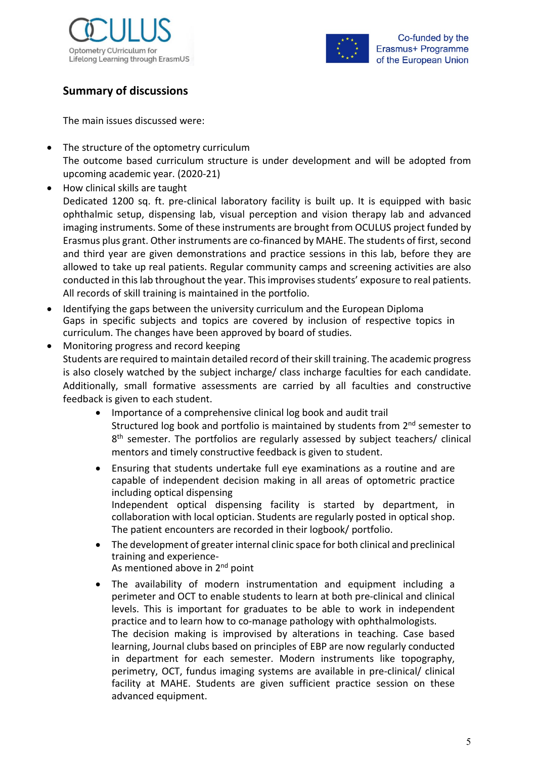## Summary of discussions

The main issues discussed were:

- The structure of the optometry curriculum
  The outcome based curriculum structure is under development and will be adopted from upcoming academic year. (2020-21)
- How clinical skills are taught
  Dedicated 1200 sq. ft. pre-clinical laboratory facility is built up. It is equipped with basic ophthalmic setup, dispensing lab, visual perception and vision therapy lab and advanced imaging instruments. Some of these instruments are brought from OCULUS project funded by Erasmus plus grant. Other instruments are co-financed by MAHE. The students of first, second and third year are given demonstrations and practice sessions in this lab, before they are allowed to take up real patients. Regular community camps and screening activities are also conducted in this lab throughout the year. This improvises students' exposure to real patients. All records of skill training is maintained in the portfolio.
- Identifying the gaps between the university curriculum and the European Diploma
  Gaps in specific subjects and topics are covered by inclusion of respective topics in curriculum. The changes have been approved by board of studies.
- Monitoring progress and record keeping
  Students are required to maintain detailed record of their skill training. The academic progress is also closely watched by the subject incharge/ class incharge faculties for each candidate. Additionally, small formative assessments are carried by all faculties and constructive feedback is given to each student.
  - Importance of a comprehensive clinical log book and audit trail
    Structured log book and portfolio is maintained by students from 2nd semester to 8th semester. The portfolios are regularly assessed by subject teachers/ clinical mentors and timely constructive feedback is given to student.
  - Ensuring that students undertake full eye examinations as a routine and are capable of independent decision making in all areas of optometric practice including optical dispensing
    Independent optical dispensing facility is started by department, in collaboration with local optician. Students are regularly posted in optical shop. The patient encounters are recorded in their logbook/ portfolio.
  - The development of greater internal clinic space for both clinical and preclinical training and experience-
    As mentioned above in 2nd point
  - The availability of modern instrumentation and equipment including a perimeter and OCT to enable students to learn at both pre-clinical and clinical levels. This is important for graduates to be able to work in independent practice and to learn how to co-manage pathology with ophthalmologists.
    The decision making is improved by alterations in teaching. Case based learning, Journal clubs based on principles of EBP are now regularly conducted in department for each semester. Modern instruments like topography, perimetry, OCT, fundus imaging systems are available in pre-clinical/ clinical facility at MAHE. Students are given sufficient practice session on these advanced equipment.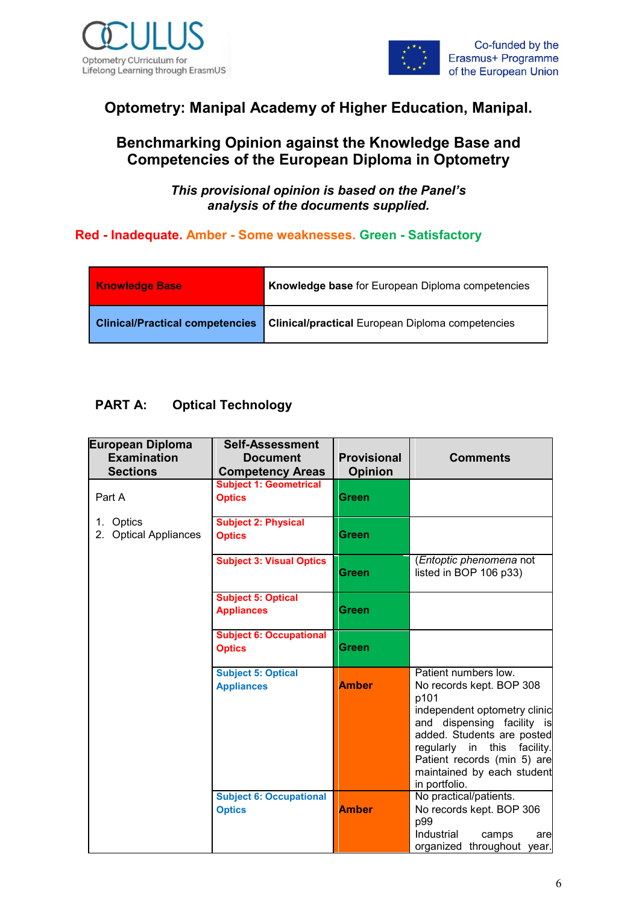OCULUS
Optometry CUrriculum for Lifelong Learning through ErasmUS

Co-funded by the Erasmus+ Programme of the European Union

# Optometry: Manipal Academy of Higher Education, Manipal.

## Benchmarking Opinion against the Knowledge Base and Competencies of the European Diploma in Optometry

***This provisional opinion is based on the Panel's analysis of the documents supplied.***

**Red - Inadequate. Amber - Some weaknesses. Green - Satisfactory**

| | |
|---|---|
| **Knowledge Base** | **Knowledge base** for European Diploma competencies |
| **Clinical/Practical competencies** | **Clinical/practical** European Diploma competencies |

### PART A: Optical Technology

| European Diploma Examination Sections | Self-Assessment Document Competency Areas | Provisional Opinion | Comments |
|---|---|---|---|
| Part A<br>1. Optics<br>2. Optical Appliances | **Subject 1: Geometrical Optics** | **Green** | |
| | **Subject 2: Physical Optics** | **Green** | |
| | **Subject 3: Visual Optics** | **Green** | (*Entoptic phenomena* not listed in BOP 106 p33) |
| | **Subject 5: Optical Appliances** | **Green** | |
| | **Subject 6: Occupational Optics** | **Green** | |
| | **Subject 5: Optical Appliances** | **Amber** | Patient numbers low.<br>No records kept. BOP 308 p101<br>independent optometry clinic and dispensing facility is added. Students are posted regularly in this facility. Patient records (min 5) are maintained by each student in portfolio. |
| | **Subject 6: Occupational Optics** | **Amber** | No practical/patients.<br>No records kept. BOP 306 p99<br>Industrial camps are organized throughout year. |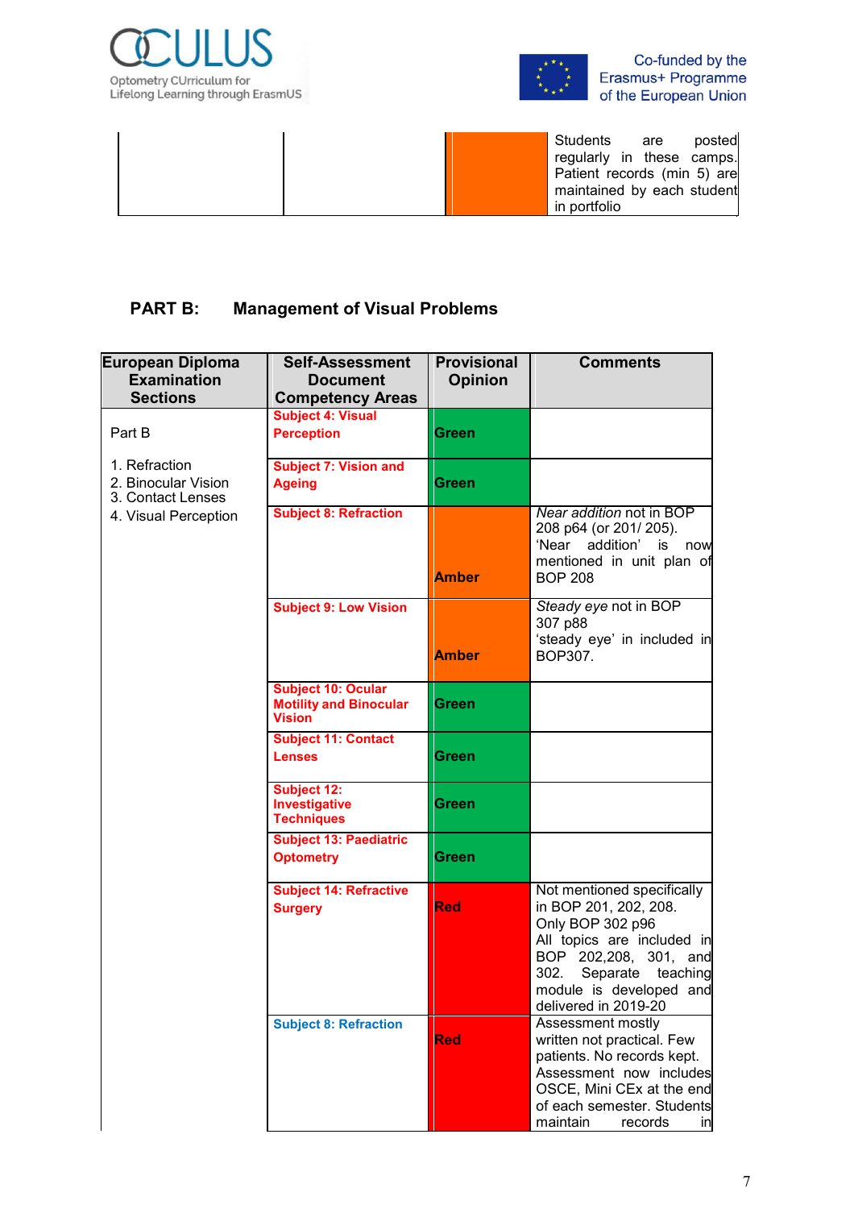| | | | Students are posted regularly in these camps. Patient records (min 5) are maintained by each student in portfolio |
|---|---|---|---|

## PART B: Management of Visual Problems

| European Diploma Examination Sections | Self-Assessment Document Competency Areas | Provisional Opinion | Comments |
|---|---|---|---|
| Part B<br><br>1. Refraction<br>2. Binocular Vision<br>3. Contact Lenses<br>4. Visual Perception | **Subject 4: Visual Perception** | Green | |
| | **Subject 7: Vision and Ageing** | Green | |
| | **Subject 8: Refraction** | Amber | *Near addition* not in BOP 208 p64 (or 201/ 205).<br>'Near addition' is now mentioned in unit plan of BOP 208 |
| | **Subject 9: Low Vision** | Amber | *Steady eye* not in BOP 307 p88<br>'steady eye' in included in BOP307. |
| | **Subject 10: Ocular Motility and Binocular Vision** | Green | |
| | **Subject 11: Contact Lenses** | Green | |
| | **Subject 12: Investigative Techniques** | Green | |
| | **Subject 13: Paediatric Optometry** | Green | |
| | **Subject 14: Refractive Surgery** | Red | Not mentioned specifically in BOP 201, 202, 208.<br>Only BOP 302 p96<br>All topics are included in BOP 202,208, 301, and 302. Separate teaching module is developed and delivered in 2019-20 |
| | **Subject 8: Refraction** | Red | Assessment mostly written not practical. Few patients. No records kept.<br>Assessment now includes OSCE, Mini CEx at the end of each semester. Students maintain records in |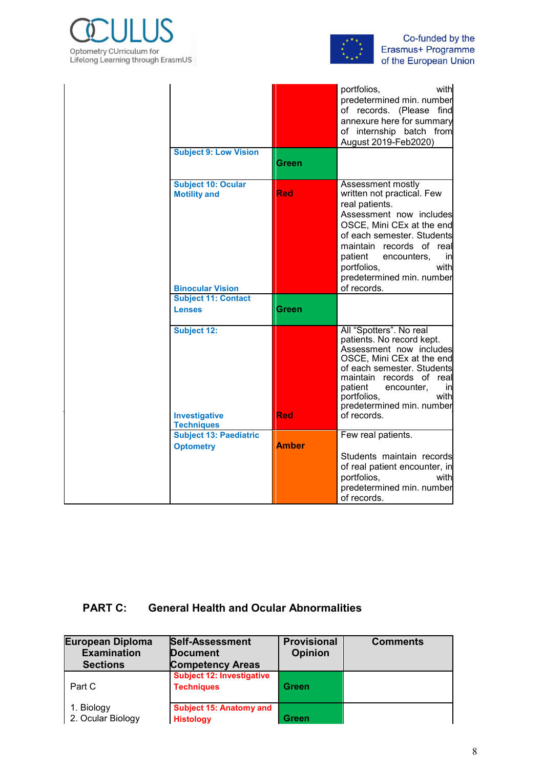| | | | |
|---|---|---|---|
| | | | portfolios, with predetermined min. number of records. (Please find annexure here for summary of internship batch from August 2019-Feb2020) |
| | Subject 9: Low Vision | Green | |
| | Subject 10: Ocular Motility and Binocular Vision | Red | Assessment mostly written not practical. Few real patients. Assessment now includes OSCE, Mini CEx at the end of each semester. Students maintain records of real patient encounters, in portfolios, with predetermined min. number of records. |
| | Subject 11: Contact Lenses | Green | |
| | Subject 12: Investigative Techniques | Red | All "Spotters". No real patients. No record kept. Assessment now includes OSCE, Mini CEx at the end of each semester. Students maintain records of real patient encounter, in portfolios, with predetermined min. number of records. |
| | Subject 13: Paediatric Optometry | Amber | Few real patients.<br><br>Students maintain records of real patient encounter, in portfolios, with predetermined min. number of records. |

## PART C: General Health and Ocular Abnormalities

| European Diploma Examination Sections | Self-Assessment Document Competency Areas | Provisional Opinion | Comments |
|---|---|---|---|
| Part C<br><br>1. Biology<br>2. Ocular Biology | Subject 12: Investigative Techniques | Green | |
| | Subject 15: Anatomy and Histology | Green | |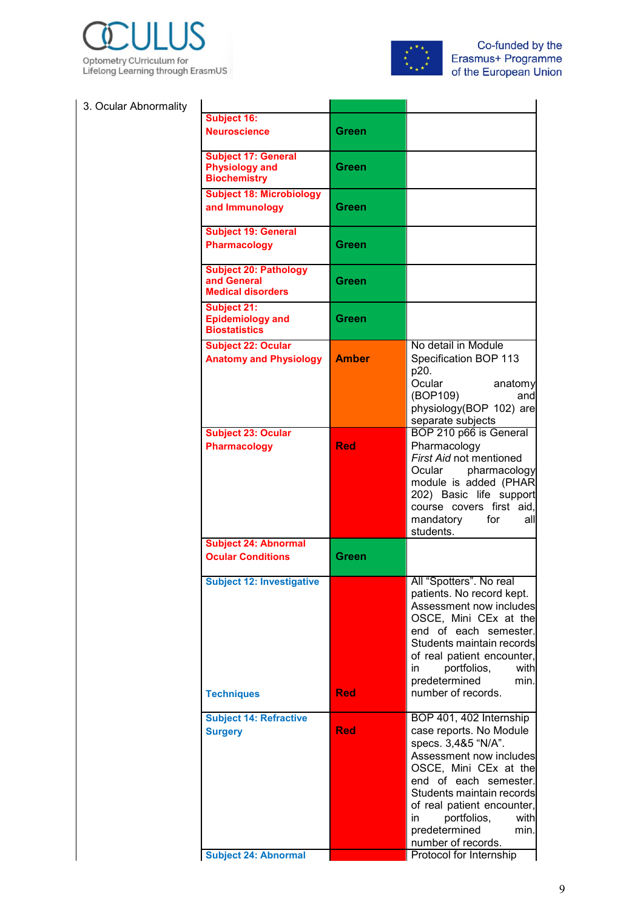| 3. Ocular Abnormality | | | |
|---|---|---|---|
| | **Subject 16: Neuroscience** | **Green** | |
| | **Subject 17: General Physiology and Biochemistry** | **Green** | |
| | **Subject 18: Microbiology and Immunology** | **Green** | |
| | **Subject 19: General Pharmacology** | **Green** | |
| | **Subject 20: Pathology and General Medical disorders** | **Green** | |
| | **Subject 21: Epidemiology and Biostatistics** | **Green** | |
| | **Subject 22: Ocular Anatomy and Physiology** | **Amber** | No detail in Module Specification BOP 113 p20. Ocular anatomy (BOP109) and physiology(BOP 102) are separate subjects |
| | **Subject 23: Ocular Pharmacology** | **Red** | BOP 210 p66 is General Pharmacology *First Aid* not mentioned Ocular pharmacology module is added (PHAR 202) Basic life support course covers first aid, mandatory for all students. |
| | **Subject 24: Abnormal Ocular Conditions** | **Green** | |
| | **Subject 12: Investigative Techniques** | **Red** | All "Spotters". No real patients. No record kept. Assessment now includes OSCE, Mini CEx at the end of each semester. Students maintain records of real patient encounter, in portfolios, with predetermined min. number of records. |
| | **Subject 14: Refractive Surgery** | **Red** | BOP 401, 402 Internship case reports. No Module specs. 3,4&5 "N/A". Assessment now includes OSCE, Mini CEx at the end of each semester. Students maintain records of real patient encounter, in portfolios, with predetermined min. number of records. |
| | **Subject 24: Abnormal** | | Protocol for Internship |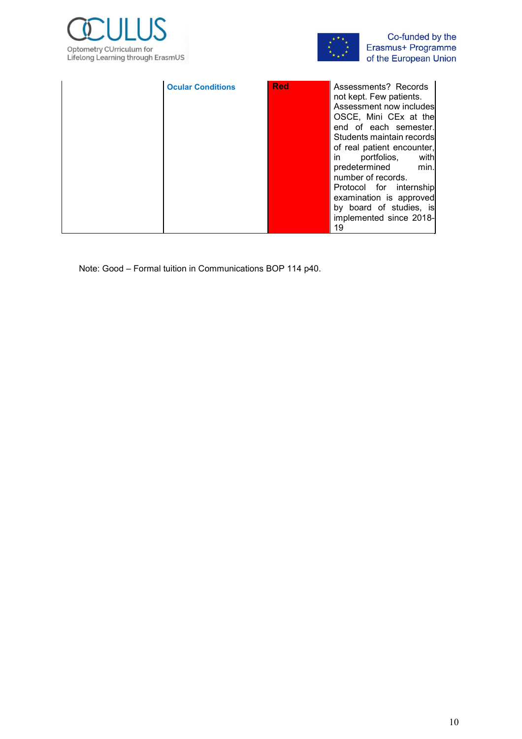|  | Ocular Conditions | Red | Assessments? Records not kept. Few patients. Assessment now includes OSCE, Mini CEx at the end of each semester. Students maintain records of real patient encounter, in portfolios, with predetermined min. number of records. Protocol for internship examination is approved by board of studies, is implemented since 2018-19 |
|---|---|---|---|

Note: Good – Formal tuition in Communications BOP 114 p40.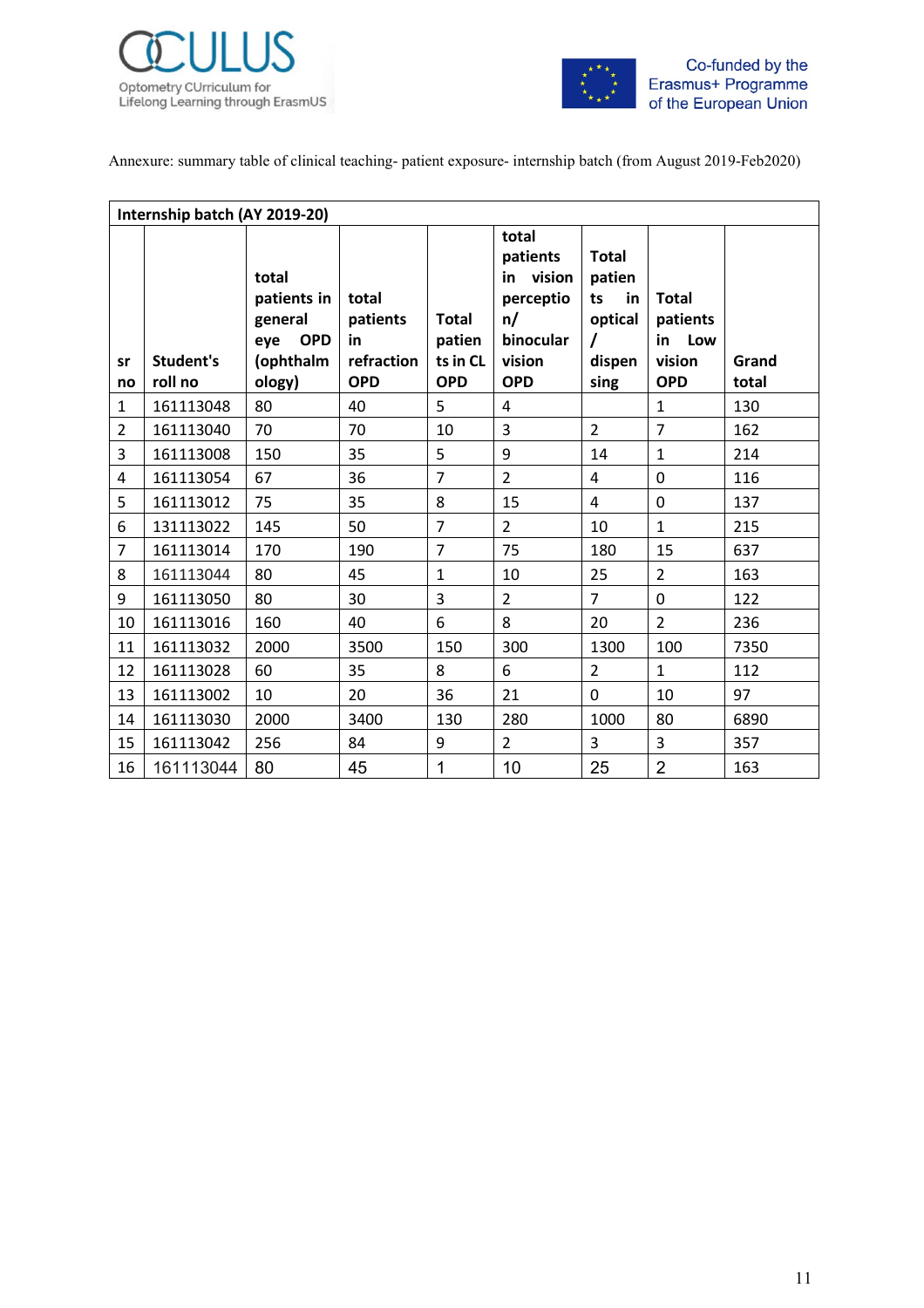Annexure: summary table of clinical teaching- patient exposure- internship batch (from August 2019-Feb2020)

| Internship batch (AY 2019-20) | | | | | | | | |
|---|---|---|---|---|---|---|---|---|
| sr no | Student's roll no | total patients in general eye OPD (ophthalmology) | total patients in refraction OPD | Total patients in CL OPD | total patients in vision perception/ binocular vision OPD | Total patients in optical / dispensing | Total patients in Low vision OPD | Grand total |
| 1 | 161113048 | 80 | 40 | 5 | 4 | | 1 | 130 |
| 2 | 161113040 | 70 | 70 | 10 | 3 | 2 | 7 | 162 |
| 3 | 161113008 | 150 | 35 | 5 | 9 | 14 | 1 | 214 |
| 4 | 161113054 | 67 | 36 | 7 | 2 | 4 | 0 | 116 |
| 5 | 161113012 | 75 | 35 | 8 | 15 | 4 | 0 | 137 |
| 6 | 131113022 | 145 | 50 | 7 | 2 | 10 | 1 | 215 |
| 7 | 161113014 | 170 | 190 | 7 | 75 | 180 | 15 | 637 |
| 8 | 161113044 | 80 | 45 | 1 | 10 | 25 | 2 | 163 |
| 9 | 161113050 | 80 | 30 | 3 | 2 | 7 | 0 | 122 |
| 10 | 161113016 | 160 | 40 | 6 | 8 | 20 | 2 | 236 |
| 11 | 161113032 | 2000 | 3500 | 150 | 300 | 1300 | 100 | 7350 |
| 12 | 161113028 | 60 | 35 | 8 | 6 | 2 | 1 | 112 |
| 13 | 161113002 | 10 | 20 | 36 | 21 | 0 | 10 | 97 |
| 14 | 161113030 | 2000 | 3400 | 130 | 280 | 1000 | 80 | 6890 |
| 15 | 161113042 | 256 | 84 | 9 | 2 | 3 | 3 | 357 |
| 16 | 161113044 | 80 | 45 | 1 | 10 | 25 | 2 | 163 |